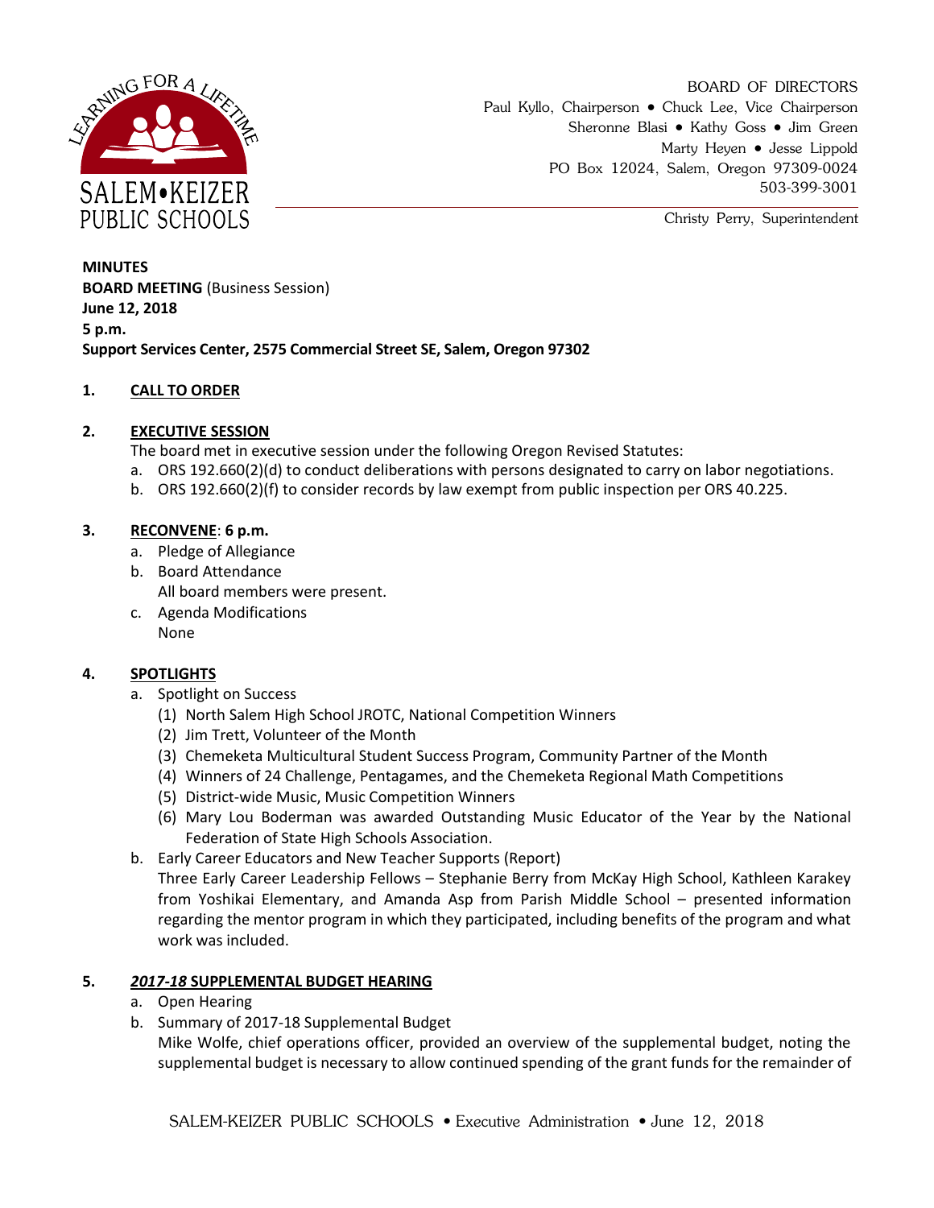SALEM•KEIZER PUBLIC SCHOOLS

LEARNING FOR A LIFETIME

BOARD OF DIRECTORS
Paul Kyllo, Chairperson • Chuck Lee, Vice Chairperson
Sheronne Blasi • Kathy Goss • Jim Green
Marty Heyen • Jesse Lippold
PO Box 12024, Salem, Oregon 97309-0024
503-399-3001

Christy Perry, Superintendent

**MINUTES**
**BOARD MEETING** (Business Session)
**June 12, 2018**
**5 p.m.**
**Support Services Center, 2575 Commercial Street SE, Salem, Oregon 97302**

**1. CALL TO ORDER**

**2. EXECUTIVE SESSION**

The board met in executive session under the following Oregon Revised Statutes:

a. ORS 192.660(2)(d) to conduct deliberations with persons designated to carry on labor negotiations.
b. ORS 192.660(2)(f) to consider records by law exempt from public inspection per ORS 40.225.

**3. RECONVENE: 6 p.m.**

a. Pledge of Allegiance
b. Board Attendance
   All board members were present.
c. Agenda Modifications
   None

**4. SPOTLIGHTS**

a. Spotlight on Success
   (1) North Salem High School JROTC, National Competition Winners
   (2) Jim Trett, Volunteer of the Month
   (3) Chemeketa Multicultural Student Success Program, Community Partner of the Month
   (4) Winners of 24 Challenge, Pentagames, and the Chemeketa Regional Math Competitions
   (5) District-wide Music, Music Competition Winners
   (6) Mary Lou Boderman was awarded Outstanding Music Educator of the Year by the National Federation of State High Schools Association.
b. Early Career Educators and New Teacher Supports (Report)
   Three Early Career Leadership Fellows – Stephanie Berry from McKay High School, Kathleen Karakey from Yoshikai Elementary, and Amanda Asp from Parish Middle School – presented information regarding the mentor program in which they participated, including benefits of the program and what work was included.

**5. *2017-18* SUPPLEMENTAL BUDGET HEARING**

a. Open Hearing
b. Summary of 2017-18 Supplemental Budget
   Mike Wolfe, chief operations officer, provided an overview of the supplemental budget, noting the supplemental budget is necessary to allow continued spending of the grant funds for the remainder of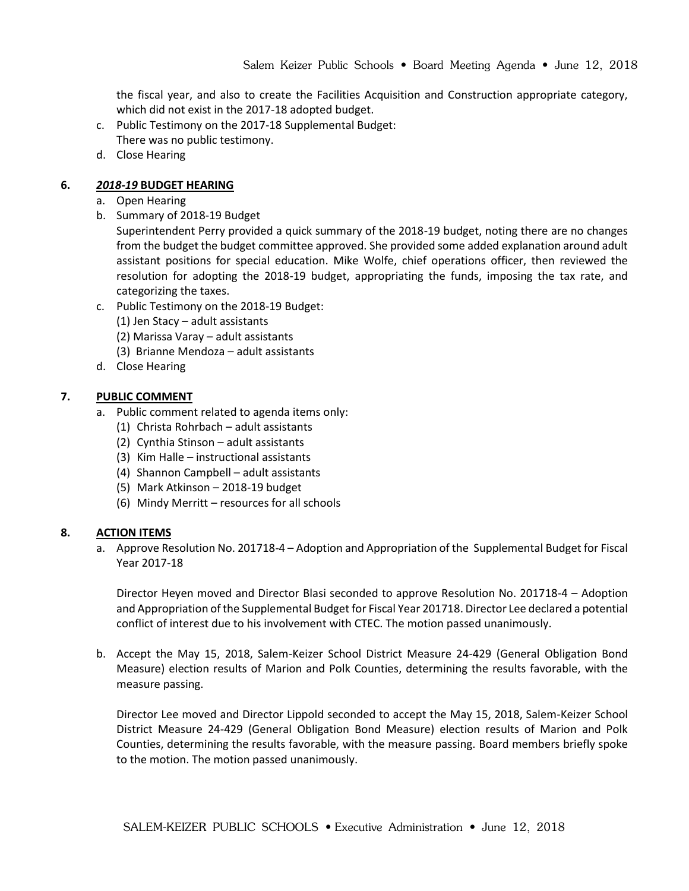the fiscal year, and also to create the Facilities Acquisition and Construction appropriate category, which did not exist in the 2017-18 adopted budget.

c. Public Testimony on the 2017-18 Supplemental Budget:
   There was no public testimony.
d. Close Hearing

## 6. ***2018-19*** **BUDGET HEARING**

a. Open Hearing
b. Summary of 2018-19 Budget
   Superintendent Perry provided a quick summary of the 2018-19 budget, noting there are no changes from the budget the budget committee approved. She provided some added explanation around adult assistant positions for special education. Mike Wolfe, chief operations officer, then reviewed the resolution for adopting the 2018-19 budget, appropriating the funds, imposing the tax rate, and categorizing the taxes.
c. Public Testimony on the 2018-19 Budget:
   (1) Jen Stacy – adult assistants
   (2) Marissa Varay – adult assistants
   (3) Brianne Mendoza – adult assistants
d. Close Hearing

## 7. **PUBLIC COMMENT**

a. Public comment related to agenda items only:
   (1) Christa Rohrbach – adult assistants
   (2) Cynthia Stinson – adult assistants
   (3) Kim Halle – instructional assistants
   (4) Shannon Campbell – adult assistants
   (5) Mark Atkinson – 2018-19 budget
   (6) Mindy Merritt – resources for all schools

## 8. **ACTION ITEMS**

a. Approve Resolution No. 201718-4 – Adoption and Appropriation of the Supplemental Budget for Fiscal Year 2017-18

   Director Heyen moved and Director Blasi seconded to approve Resolution No. 201718-4 – Adoption and Appropriation of the Supplemental Budget for Fiscal Year 201718. Director Lee declared a potential conflict of interest due to his involvement with CTEC. The motion passed unanimously.

b. Accept the May 15, 2018, Salem-Keizer School District Measure 24-429 (General Obligation Bond Measure) election results of Marion and Polk Counties, determining the results favorable, with the measure passing.

   Director Lee moved and Director Lippold seconded to accept the May 15, 2018, Salem-Keizer School District Measure 24-429 (General Obligation Bond Measure) election results of Marion and Polk Counties, determining the results favorable, with the measure passing. Board members briefly spoke to the motion. The motion passed unanimously.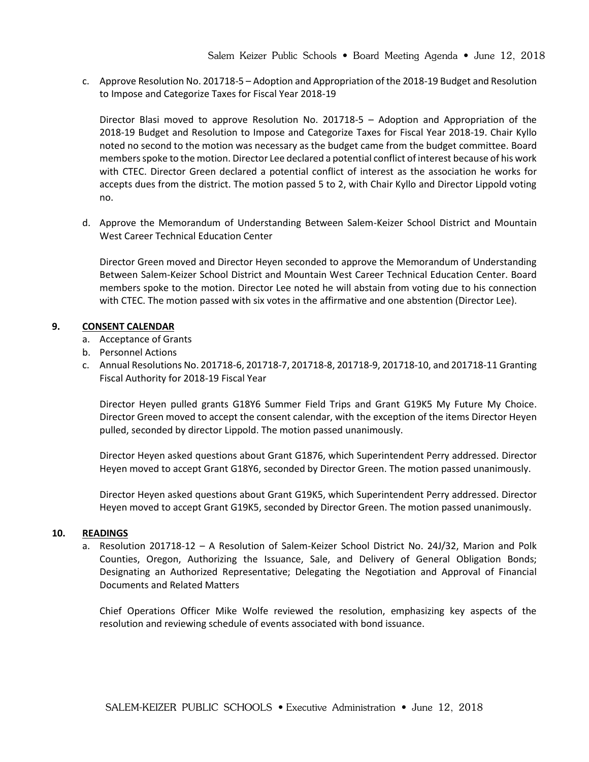c. Approve Resolution No. 201718-5 – Adoption and Appropriation of the 2018-19 Budget and Resolution to Impose and Categorize Taxes for Fiscal Year 2018-19

   Director Blasi moved to approve Resolution No. 201718-5 – Adoption and Appropriation of the 2018-19 Budget and Resolution to Impose and Categorize Taxes for Fiscal Year 2018-19. Chair Kyllo noted no second to the motion was necessary as the budget came from the budget committee. Board members spoke to the motion. Director Lee declared a potential conflict of interest because of his work with CTEC. Director Green declared a potential conflict of interest as the association he works for accepts dues from the district. The motion passed 5 to 2, with Chair Kyllo and Director Lippold voting no.

d. Approve the Memorandum of Understanding Between Salem-Keizer School District and Mountain West Career Technical Education Center

   Director Green moved and Director Heyen seconded to approve the Memorandum of Understanding Between Salem-Keizer School District and Mountain West Career Technical Education Center. Board members spoke to the motion. Director Lee noted he will abstain from voting due to his connection with CTEC. The motion passed with six votes in the affirmative and one abstention (Director Lee).

## 9. CONSENT CALENDAR

a. Acceptance of Grants
b. Personnel Actions
c. Annual Resolutions No. 201718-6, 201718-7, 201718-8, 201718-9, 201718-10, and 201718-11 Granting Fiscal Authority for 2018-19 Fiscal Year

Director Heyen pulled grants G18Y6 Summer Field Trips and Grant G19K5 My Future My Choice. Director Green moved to accept the consent calendar, with the exception of the items Director Heyen pulled, seconded by director Lippold. The motion passed unanimously.

Director Heyen asked questions about Grant G1876, which Superintendent Perry addressed. Director Heyen moved to accept Grant G18Y6, seconded by Director Green. The motion passed unanimously.

Director Heyen asked questions about Grant G19K5, which Superintendent Perry addressed. Director Heyen moved to accept Grant G19K5, seconded by Director Green. The motion passed unanimously.

## 10. READINGS

a. Resolution 201718-12 – A Resolution of Salem-Keizer School District No. 24J/32, Marion and Polk Counties, Oregon, Authorizing the Issuance, Sale, and Delivery of General Obligation Bonds; Designating an Authorized Representative; Delegating the Negotiation and Approval of Financial Documents and Related Matters

   Chief Operations Officer Mike Wolfe reviewed the resolution, emphasizing key aspects of the resolution and reviewing schedule of events associated with bond issuance.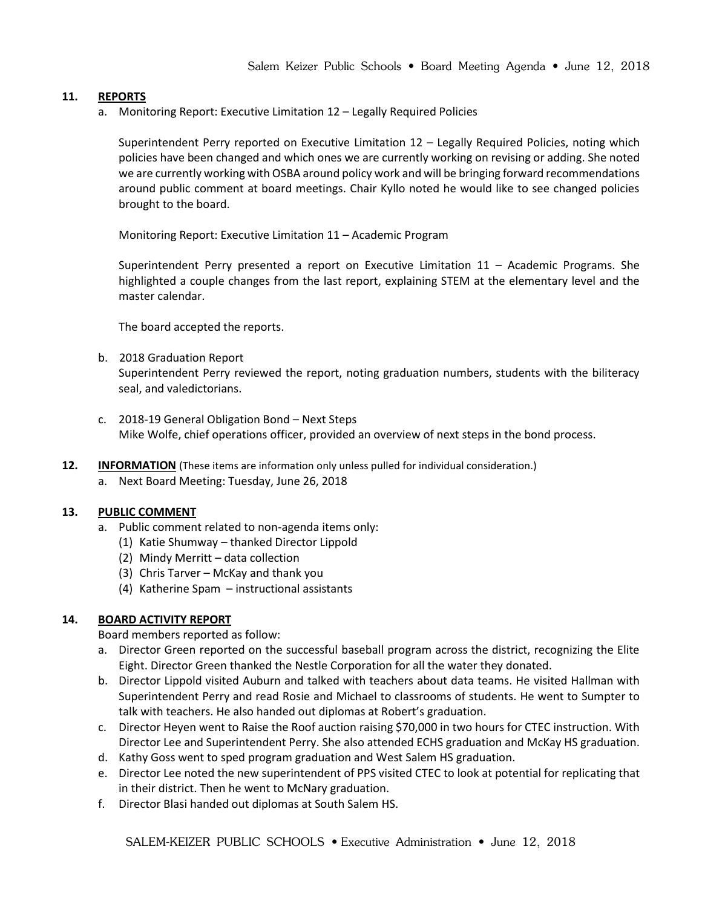**11. REPORTS**

a. Monitoring Report: Executive Limitation 12 – Legally Required Policies

Superintendent Perry reported on Executive Limitation 12 – Legally Required Policies, noting which policies have been changed and which ones we are currently working on revising or adding. She noted we are currently working with OSBA around policy work and will be bringing forward recommendations around public comment at board meetings. Chair Kyllo noted he would like to see changed policies brought to the board.

Monitoring Report: Executive Limitation 11 – Academic Program

Superintendent Perry presented a report on Executive Limitation 11 – Academic Programs. She highlighted a couple changes from the last report, explaining STEM at the elementary level and the master calendar.

The board accepted the reports.

b. 2018 Graduation Report
Superintendent Perry reviewed the report, noting graduation numbers, students with the biliteracy seal, and valedictorians.

c. 2018-19 General Obligation Bond – Next Steps
Mike Wolfe, chief operations officer, provided an overview of next steps in the bond process.

**12. INFORMATION** (These items are information only unless pulled for individual consideration.)

a. Next Board Meeting: Tuesday, June 26, 2018

**13. PUBLIC COMMENT**

a. Public comment related to non-agenda items only:
   (1) Katie Shumway – thanked Director Lippold
   (2) Mindy Merritt – data collection
   (3) Chris Tarver – McKay and thank you
   (4) Katherine Spam – instructional assistants

**14. BOARD ACTIVITY REPORT**

Board members reported as follow:

a. Director Green reported on the successful baseball program across the district, recognizing the Elite Eight. Director Green thanked the Nestle Corporation for all the water they donated.
b. Director Lippold visited Auburn and talked with teachers about data teams. He visited Hallman with Superintendent Perry and read Rosie and Michael to classrooms of students. He went to Sumpter to talk with teachers. He also handed out diplomas at Robert's graduation.
c. Director Heyen went to Raise the Roof auction raising $70,000 in two hours for CTEC instruction. With Director Lee and Superintendent Perry. She also attended ECHS graduation and McKay HS graduation.
d. Kathy Goss went to sped program graduation and West Salem HS graduation.
e. Director Lee noted the new superintendent of PPS visited CTEC to look at potential for replicating that in their district. Then he went to McNary graduation.
f. Director Blasi handed out diplomas at South Salem HS.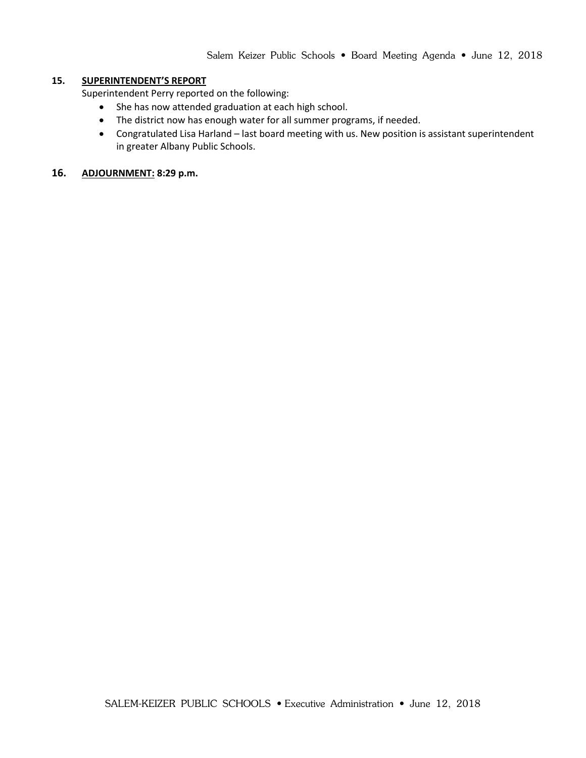**15. <u>SUPERINTENDENT'S REPORT</u>**

Superintendent Perry reported on the following:

- She has now attended graduation at each high school.
- The district now has enough water for all summer programs, if needed.
- Congratulated Lisa Harland – last board meeting with us. New position is assistant superintendent in greater Albany Public Schools.

**16. <u>ADJOURNMENT:</u> 8:29 p.m.**